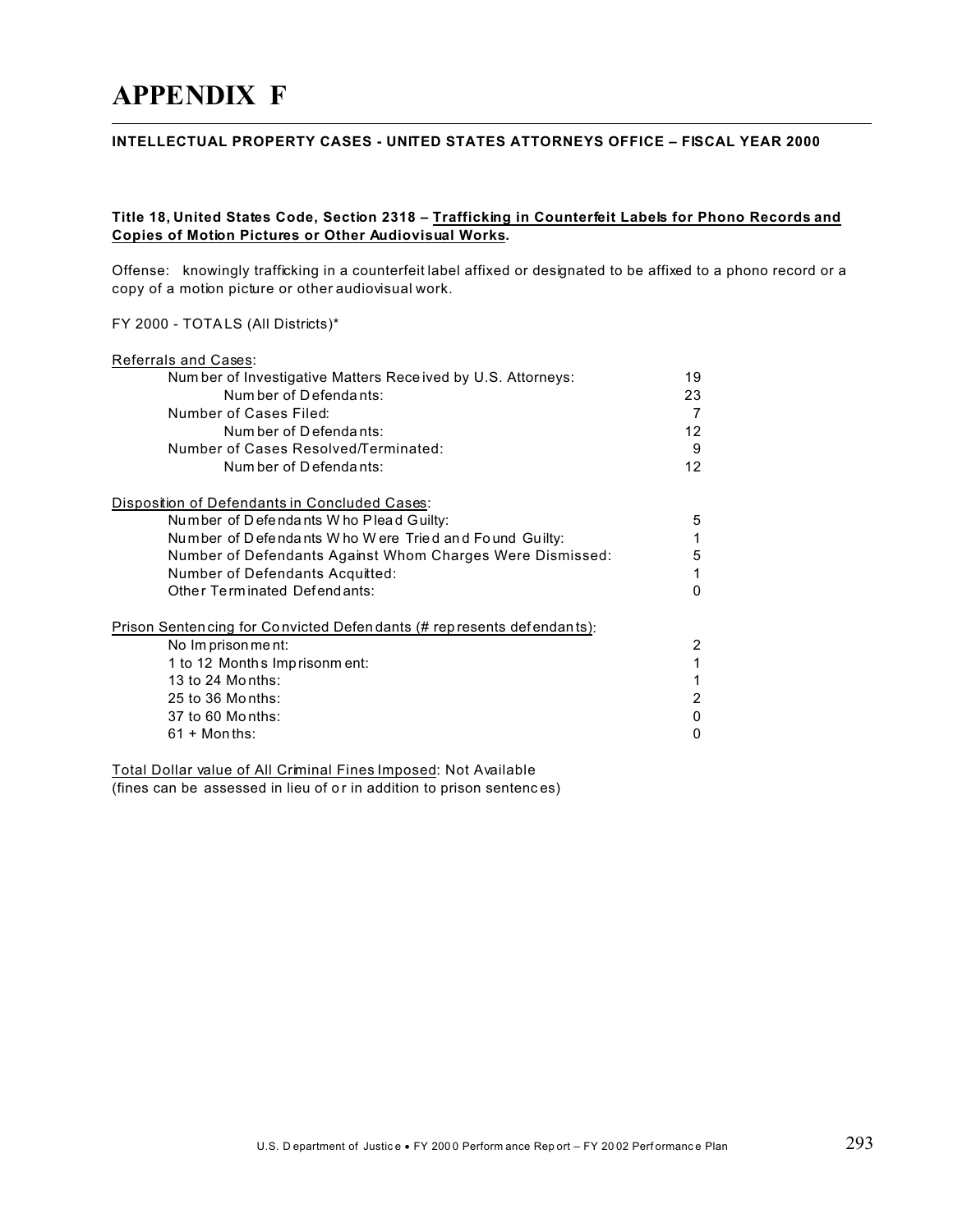# APPENDIX F

**INTELLECTUAL PROPERTY CASES - UNITED STATES ATTORNEYS OFFICE – FISCAL YEAR 2000**

**Title 18, United States Code, Section 2318 – <u>Trafficking in Counterfeit Labels for Phono Records and Copies of Motion Pictures or Other Audiovisual Works</u>.**

Offense: knowingly trafficking in a counterfeit label affixed or designated to be affixed to a phono record or a copy of a motion picture or other audiovisual work.

FY 2000 - TOTALS (All Districts)*

<u>Referrals and Cases</u>:

| | |
|---|---|
| Number of Investigative Matters Received by U.S. Attorneys: | 19 |
| Number of Defendants: | 23 |
| Number of Cases Filed: | 7 |
| Number of Defendants: | 12 |
| Number of Cases Resolved/Terminated: | 9 |
| Number of Defendants: | 12 |

<u>Disposition of Defendants in Concluded Cases</u>:

| | |
|---|---|
| Number of Defendants Who Plead Guilty: | 5 |
| Number of Defendants Who Were Tried and Found Guilty: | 1 |
| Number of Defendants Against Whom Charges Were Dismissed: | 5 |
| Number of Defendants Acquitted: | 1 |
| Other Terminated Defendants: | 0 |

<u>Prison Sentencing for Convicted Defendants (# represents defendants)</u>:

| | |
|---|---|
| No Imprisonment: | 2 |
| 1 to 12 Months Imprisonment: | 1 |
| 13 to 24 Months: | 1 |
| 25 to 36 Months: | 2 |
| 37 to 60 Months: | 0 |
| 61 + Months: | 0 |

<u>Total Dollar value of All Criminal Fines Imposed</u>: Not Available
(fines can be assessed in lieu of or in addition to prison sentences)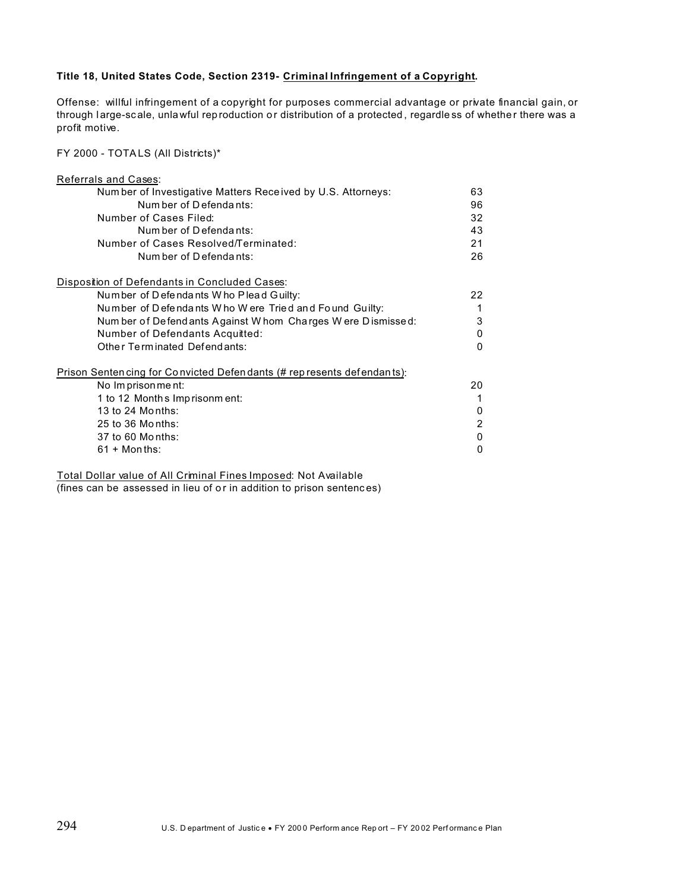**Title 18, United States Code, Section 2319- Criminal Infringement of a Copyright.**

Offense: willful infringement of a copyright for purposes commercial advantage or private financial gain, or through large-scale, unlawful reproduction or distribution of a protected, regardless of whether there was a profit motive.

FY 2000 - TOTALS (All Districts)*

| Referrals and Cases: | |
|---|---|
| Number of Investigative Matters Received by U.S. Attorneys: | 63 |
| Number of Defendants: | 96 |
| Number of Cases Filed: | 32 |
| Number of Defendants: | 43 |
| Number of Cases Resolved/Terminated: | 21 |
| Number of Defendants: | 26 |

| Disposition of Defendants in Concluded Cases: | |
|---|---|
| Number of Defendants Who Plead Guilty: | 22 |
| Number of Defendants Who Were Tried and Found Guilty: | 1 |
| Number of Defendants Against Whom Charges Were Dismissed: | 3 |
| Number of Defendants Acquitted: | 0 |
| Other Terminated Defendants: | 0 |

| Prison Sentencing for Convicted Defendants (# represents defendants): | |
|---|---|
| No Imprisonment: | 20 |
| 1 to 12 Months Imprisonment: | 1 |
| 13 to 24 Months: | 0 |
| 25 to 36 Months: | 2 |
| 37 to 60 Months: | 0 |
| 61 + Months: | 0 |

Total Dollar value of All Criminal Fines Imposed: Not Available
(fines can be assessed in lieu of or in addition to prison sentences)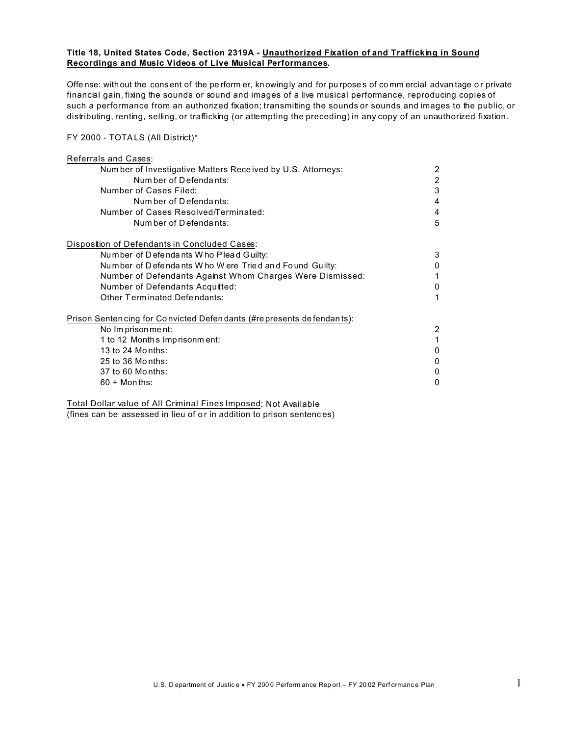**Title 18, United States Code, Section 2319A - <u>Unauthorized Fixation of and Trafficking in Sound Recordings and Music Videos of Live Musical Performances</u>.**

Offense: without the consent of the performer, knowingly and for purposes of commercial advantage or private financial gain, fixing the sounds or sound and images of a live musical performance, reproducing copies of such a performance from an authorized fixation; transmitting the sounds or sounds and images to the public, or distributing, renting, selling, or trafficking (or attempting the preceding) in any copy of an unauthorized fixation.

FY 2000 - TOTALS (All District)*

<u>Referrals and Cases</u>:

| | |
|---|---|
| Number of Investigative Matters Received by U.S. Attorneys: | 2 |
| Number of Defendants: | 2 |
| Number of Cases Filed: | 3 |
| Number of Defendants: | 4 |
| Number of Cases Resolved/Terminated: | 4 |
| Number of Defendants: | 5 |

<u>Disposition of Defendants in Concluded Cases</u>:

| | |
|---|---|
| Number of Defendants Who Plead Guilty: | 3 |
| Number of Defendants Who Were Tried and Found Guilty: | 0 |
| Number of Defendants Against Whom Charges Were Dismissed: | 1 |
| Number of Defendants Acquitted: | 0 |
| Other Terminated Defendants: | 1 |

<u>Prison Sentencing for Convicted Defendants (#represents defendants)</u>:

| | |
|---|---|
| No Imprisonment: | 2 |
| 1 to 12 Months Imprisonment: | 1 |
| 13 to 24 Months: | 0 |
| 25 to 36 Months: | 0 |
| 37 to 60 Months: | 0 |
| 60 + Months: | 0 |

<u>Total Dollar value of All Criminal Fines Imposed</u>: Not Available
(fines can be assessed in lieu of or in addition to prison sentences)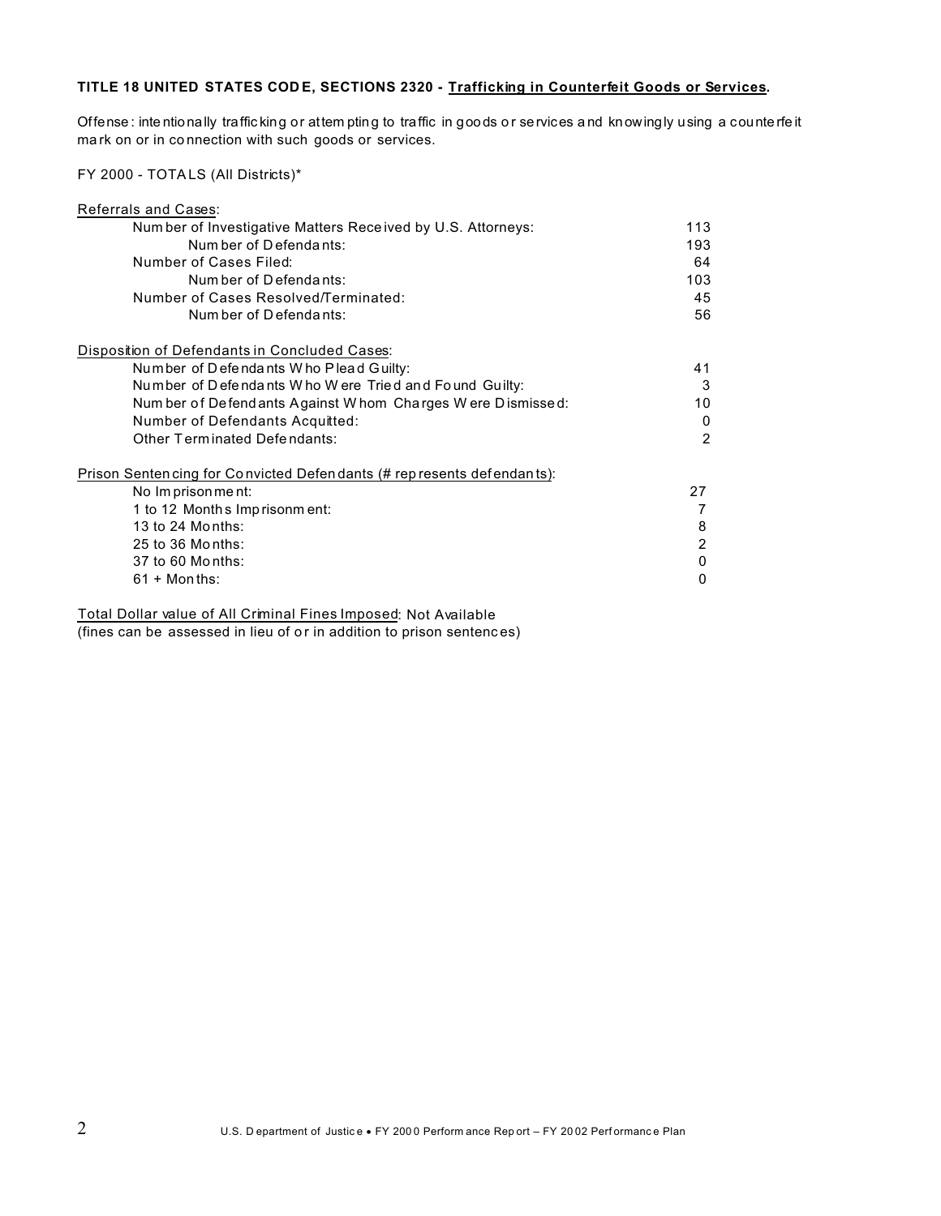**TITLE 18 UNITED STATES CODE, SECTIONS 2320 - <u>Trafficking in Counterfeit Goods or Services</u>.**

Offense: intentionally trafficking or attempting to traffic in goods or services and knowingly using a counterfeit mark on or in connection with such goods or services.

FY 2000 - TOTALS (All Districts)*

<u>Referrals and Cases</u>:

| | |
|---|---|
| Number of Investigative Matters Received by U.S. Attorneys: | 113 |
| Number of Defendants: | 193 |
| Number of Cases Filed: | 64 |
| Number of Defendants: | 103 |
| Number of Cases Resolved/Terminated: | 45 |
| Number of Defendants: | 56 |

<u>Disposition of Defendants in Concluded Cases</u>:

| | |
|---|---|
| Number of Defendants Who Plead Guilty: | 41 |
| Number of Defendants Who Were Tried and Found Guilty: | 3 |
| Number of Defendants Against Whom Charges Were Dismissed: | 10 |
| Number of Defendants Acquitted: | 0 |
| Other Terminated Defendants: | 2 |

<u>Prison Sentencing for Convicted Defendants (# represents defendants)</u>:

| | |
|---|---|
| No Imprisonment: | 27 |
| 1 to 12 Months Imprisonment: | 7 |
| 13 to 24 Months: | 8 |
| 25 to 36 Months: | 2 |
| 37 to 60 Months: | 0 |
| 61 + Months: | 0 |

<u>Total Dollar value of All Criminal Fines Imposed</u>: Not Available
(fines can be assessed in lieu of or in addition to prison sentences)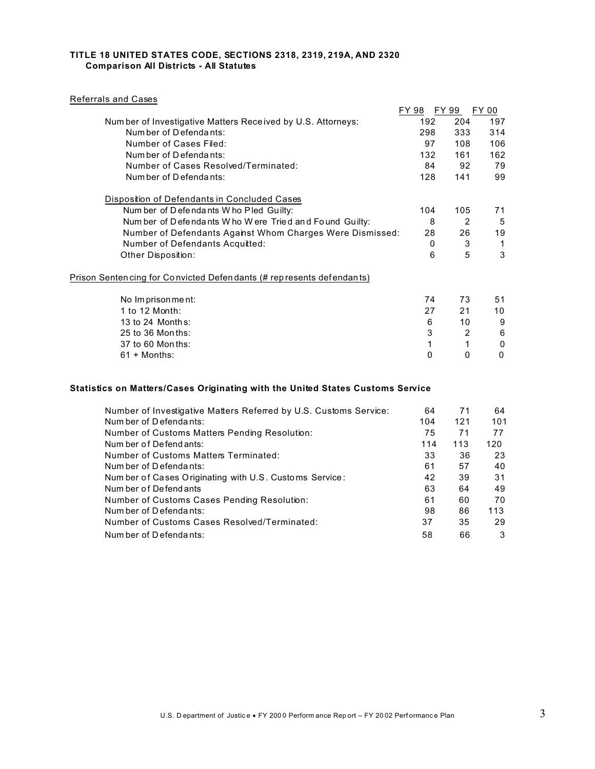**TITLE 18 UNITED STATES CODE, SECTIONS 2318, 2319, 219A, AND 2320**
**Comparison All Districts - All Statutes**

Referrals and Cases

| | FY 98 | FY 99 | FY 00 |
|---|---|---|---|
| Number of Investigative Matters Received by U.S. Attorneys: | 192 | 204 | 197 |
| Number of Defendants: | 298 | 333 | 314 |
| Number of Cases Filed: | 97 | 108 | 106 |
| Number of Defendants: | 132 | 161 | 162 |
| Number of Cases Resolved/Terminated: | 84 | 92 | 79 |
| Number of Defendants: | 128 | 141 | 99 |
| **Disposition of Defendants in Concluded Cases** | | | |
| Number of Defendants Who Pled Guilty: | 104 | 105 | 71 |
| Number of Defendants Who Were Tried and Found Guilty: | 8 | 2 | 5 |
| Number of Defendants Against Whom Charges Were Dismissed: | 28 | 26 | 19 |
| Number of Defendants Acquitted: | 0 | 3 | 1 |
| Other Disposition: | 6 | 5 | 3 |
| **Prison Sentencing for Convicted Defendants (# represents defendants)** | | | |
| No Imprisonment: | 74 | 73 | 51 |
| 1 to 12 Month: | 27 | 21 | 10 |
| 13 to 24 Months: | 6 | 10 | 9 |
| 25 to 36 Months: | 3 | 2 | 6 |
| 37 to 60 Months: | 1 | 1 | 0 |
| 61 + Months: | 0 | 0 | 0 |

**Statistics on Matters/Cases Originating with the United States Customs Service**

| | FY 98 | FY 99 | FY 00 |
|---|---|---|---|
| Number of Investigative Matters Referred by U.S. Customs Service: | 64 | 71 | 64 |
| Number of Defendants: | 104 | 121 | 101 |
| Number of Customs Matters Pending Resolution: | 75 | 71 | 77 |
| Number of Defendants: | 114 | 113 | 120 |
| Number of Customs Matters Terminated: | 33 | 36 | 23 |
| Number of Defendants: | 61 | 57 | 40 |
| Number of Cases Originating with U.S. Customs Service: | 42 | 39 | 31 |
| Number of Defendants | 63 | 64 | 49 |
| Number of Customs Cases Pending Resolution: | 61 | 60 | 70 |
| Number of Defendants: | 98 | 86 | 113 |
| Number of Customs Cases Resolved/Terminated: | 37 | 35 | 29 |
| Number of Defendants: | 58 | 66 | 3 |